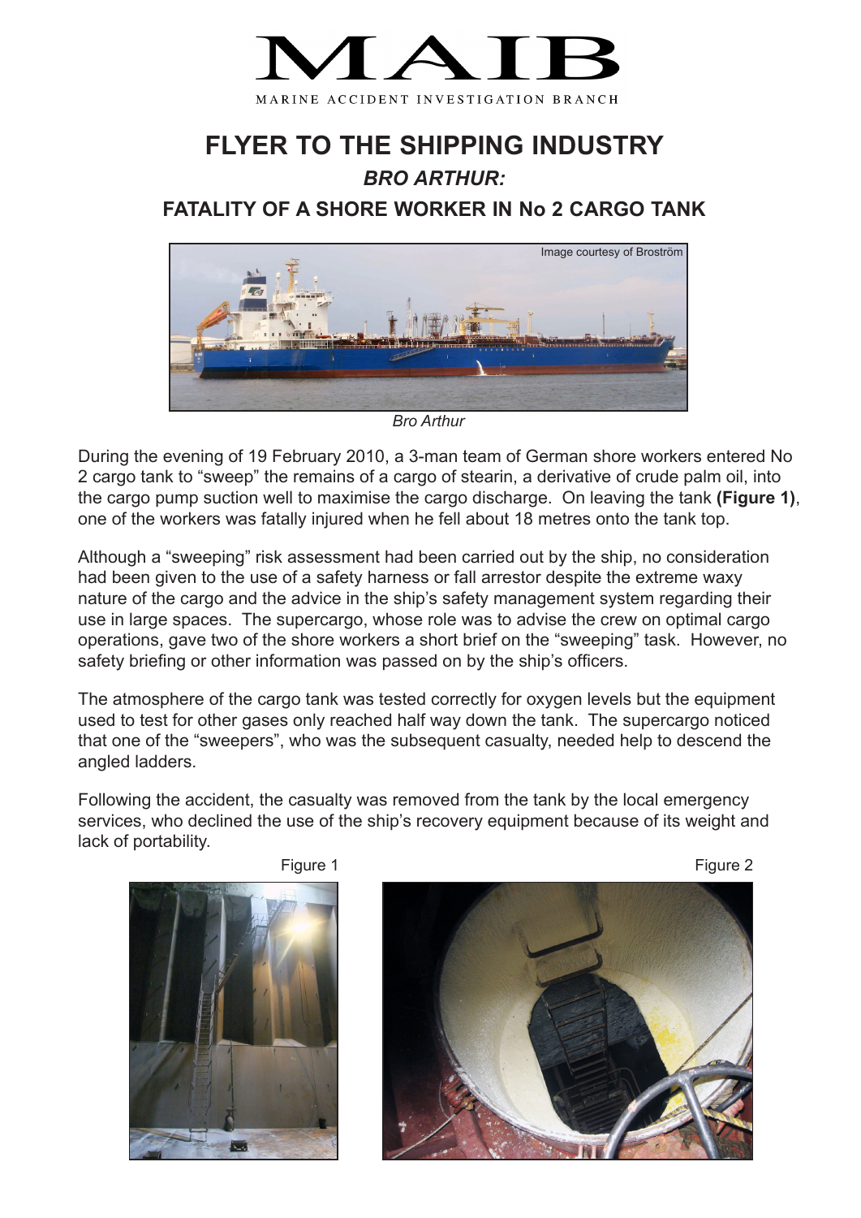# MAIB

MARINE ACCIDENT INVESTIGATION BRANCH

## FLYER TO THE SHIPPING INDUSTRY

### *BRO ARTHUR:*

### FATALITY OF A SHORE WORKER IN No 2 CARGO TANK

Image courtesy of Broström

*Bro Arthur*

During the evening of 19 February 2010, a 3-man team of German shore workers entered No 2 cargo tank to "sweep" the remains of a cargo of stearin, a derivative of crude palm oil, into the cargo pump suction well to maximise the cargo discharge. On leaving the tank **(Figure 1)**, one of the workers was fatally injured when he fell about 18 metres onto the tank top.

Although a "sweeping" risk assessment had been carried out by the ship, no consideration had been given to the use of a safety harness or fall arrestor despite the extreme waxy nature of the cargo and the advice in the ship's safety management system regarding their use in large spaces. The supercargo, whose role was to advise the crew on optimal cargo operations, gave two of the shore workers a short brief on the "sweeping" task. However, no safety briefing or other information was passed on by the ship's officers.

The atmosphere of the cargo tank was tested correctly for oxygen levels but the equipment used to test for other gases only reached half way down the tank. The supercargo noticed that one of the "sweepers", who was the subsequent casualty, needed help to descend the angled ladders.

Following the accident, the casualty was removed from the tank by the local emergency services, who declined the use of the ship's recovery equipment because of its weight and lack of portability.

Figure 1

Figure 2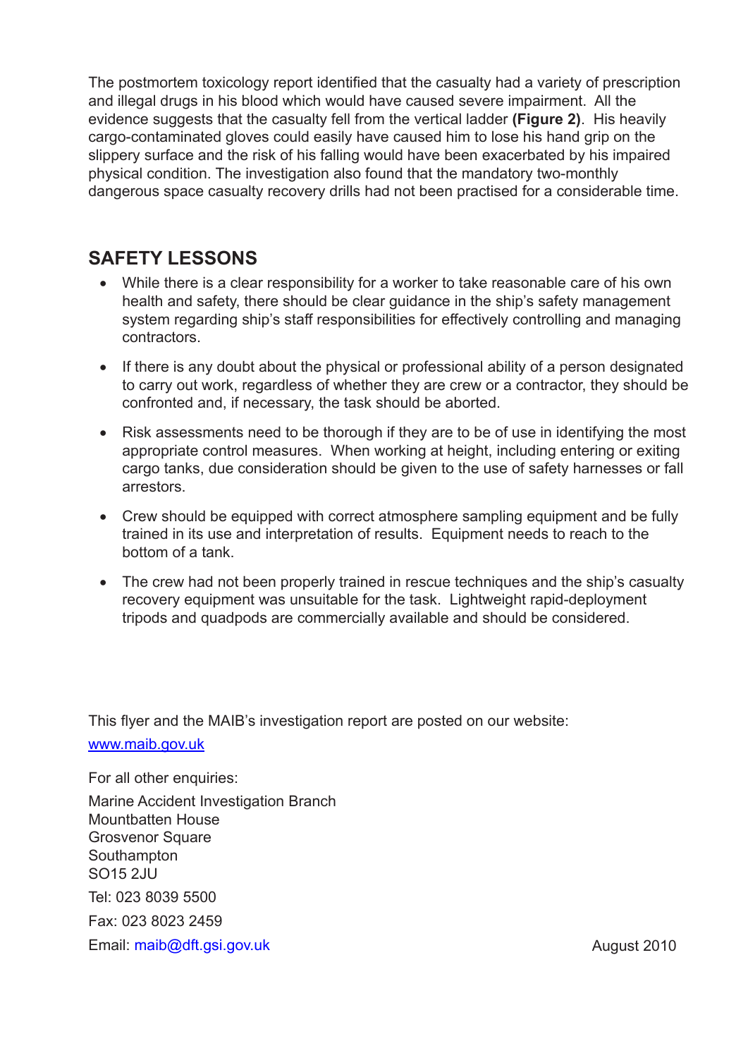The postmortem toxicology report identified that the casualty had a variety of prescription and illegal drugs in his blood which would have caused severe impairment. All the evidence suggests that the casualty fell from the vertical ladder **(Figure 2)**. His heavily cargo-contaminated gloves could easily have caused him to lose his hand grip on the slippery surface and the risk of his falling would have been exacerbated by his impaired physical condition. The investigation also found that the mandatory two-monthly dangerous space casualty recovery drills had not been practised for a considerable time.

## SAFETY LESSONS

- While there is a clear responsibility for a worker to take reasonable care of his own health and safety, there should be clear guidance in the ship's safety management system regarding ship's staff responsibilities for effectively controlling and managing contractors.
- If there is any doubt about the physical or professional ability of a person designated to carry out work, regardless of whether they are crew or a contractor, they should be confronted and, if necessary, the task should be aborted.
- Risk assessments need to be thorough if they are to be of use in identifying the most appropriate control measures. When working at height, including entering or exiting cargo tanks, due consideration should be given to the use of safety harnesses or fall arrestors.
- Crew should be equipped with correct atmosphere sampling equipment and be fully trained in its use and interpretation of results. Equipment needs to reach to the bottom of a tank.
- The crew had not been properly trained in rescue techniques and the ship's casualty recovery equipment was unsuitable for the task. Lightweight rapid-deployment tripods and quadpods are commercially available and should be considered.

This flyer and the MAIB's investigation report are posted on our website:
www.maib.gov.uk

For all other enquiries:

Marine Accident Investigation Branch
Mountbatten House
Grosvenor Square
Southampton
SO15 2JU

Tel: 023 8039 5500

Fax: 023 8023 2459

Email: maib@dft.gsi.gov.uk

August 2010